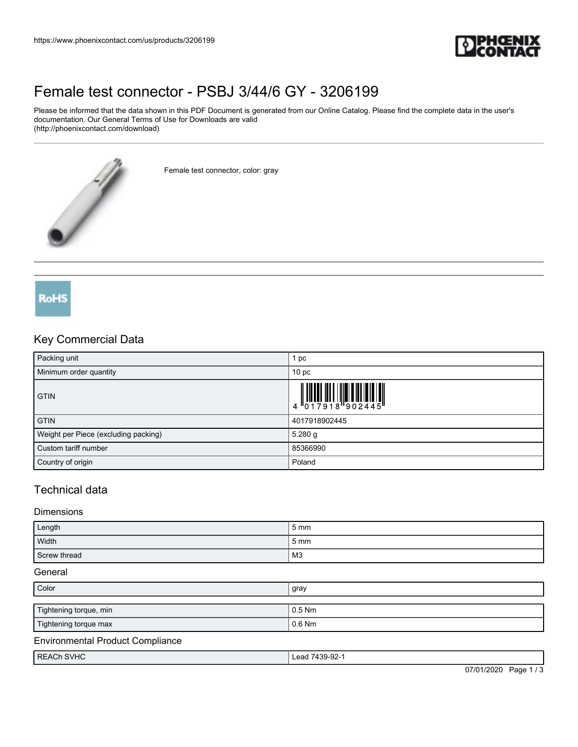https://www.phoenixcontact.com/us/products/3206199

# Female test connector - PSBJ 3/44/6 GY - 3206199

Please be informed that the data shown in this PDF Document is generated from our Online Catalog. Please find the complete data in the user's documentation. Our General Terms of Use for Downloads are valid (http://phoenixcontact.com/download)

Female test connector, color: gray

## Key Commercial Data

| | |
|---|---|
| Packing unit | 1 pc |
| Minimum order quantity | 10 pc |
| GTIN | 4 017918 902445 |
| GTIN | 4017918902445 |
| Weight per Piece (excluding packing) | 5.280 g |
| Custom tariff number | 85366990 |
| Country of origin | Poland |

## Technical data

### Dimensions

| | |
|---|---|
| Length | 5 mm |
| Width | 5 mm |
| Screw thread | M3 |

### General

| | |
|---|---|
| Color | gray |

| | |
|---|---|
| Tightening torque, min | 0.5 Nm |
| Tightening torque max | 0.6 Nm |

### Environmental Product Compliance

| | |
|---|---|
| REACh SVHC | Lead 7439-92-1 |

07/01/2020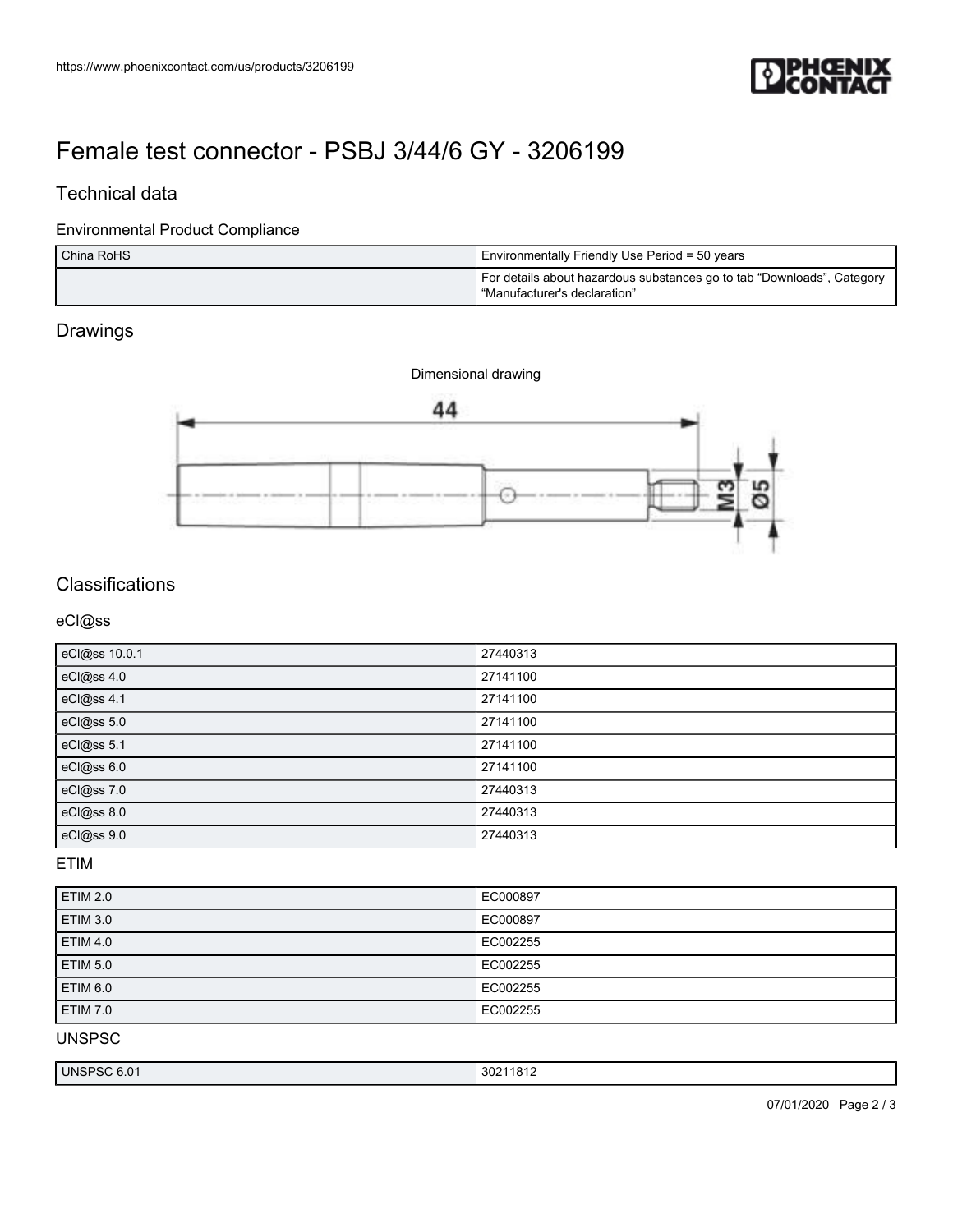# Female test connector - PSBJ 3/44/6 GY - 3206199

## Technical data

### Environmental Product Compliance

| | |
|---|---|
| China RoHS | Environmentally Friendly Use Period = 50 years |
| | For details about hazardous substances go to tab “Downloads”, Category “Manufacturer's declaration” |

## Drawings

Dimensional drawing

## Classifications

### eCl@ss

| | |
|---|---|
| eCl@ss 10.0.1 | 27440313 |
| eCl@ss 4.0 | 27141100 |
| eCl@ss 4.1 | 27141100 |
| eCl@ss 5.0 | 27141100 |
| eCl@ss 5.1 | 27141100 |
| eCl@ss 6.0 | 27141100 |
| eCl@ss 7.0 | 27440313 |
| eCl@ss 8.0 | 27440313 |
| eCl@ss 9.0 | 27440313 |

### ETIM

| | |
|---|---|
| ETIM 2.0 | EC000897 |
| ETIM 3.0 | EC000897 |
| ETIM 4.0 | EC002255 |
| ETIM 5.0 | EC002255 |
| ETIM 6.0 | EC002255 |
| ETIM 7.0 | EC002255 |

### UNSPSC

| | |
|---|---|
| UNSPSC 6.01 | 30211812 |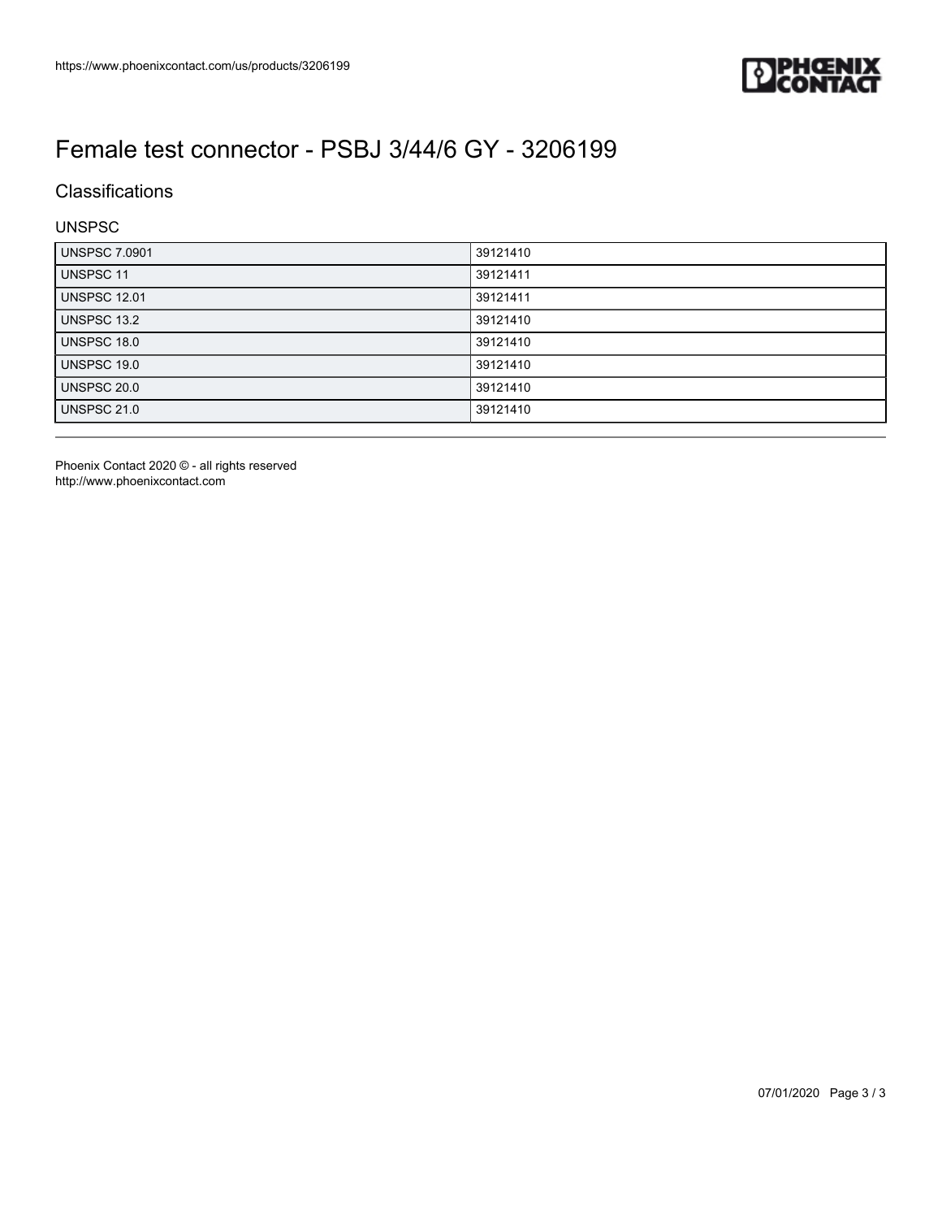# Female test connector - PSBJ 3/44/6 GY - 3206199

## Classifications

### UNSPSC

| | |
|---|---|
| UNSPSC 7.0901 | 39121410 |
| UNSPSC 11 | 39121411 |
| UNSPSC 12.01 | 39121411 |
| UNSPSC 13.2 | 39121410 |
| UNSPSC 18.0 | 39121410 |
| UNSPSC 19.0 | 39121410 |
| UNSPSC 20.0 | 39121410 |
| UNSPSC 21.0 | 39121410 |

Phoenix Contact 2020 © - all rights reserved
http://www.phoenixcontact.com